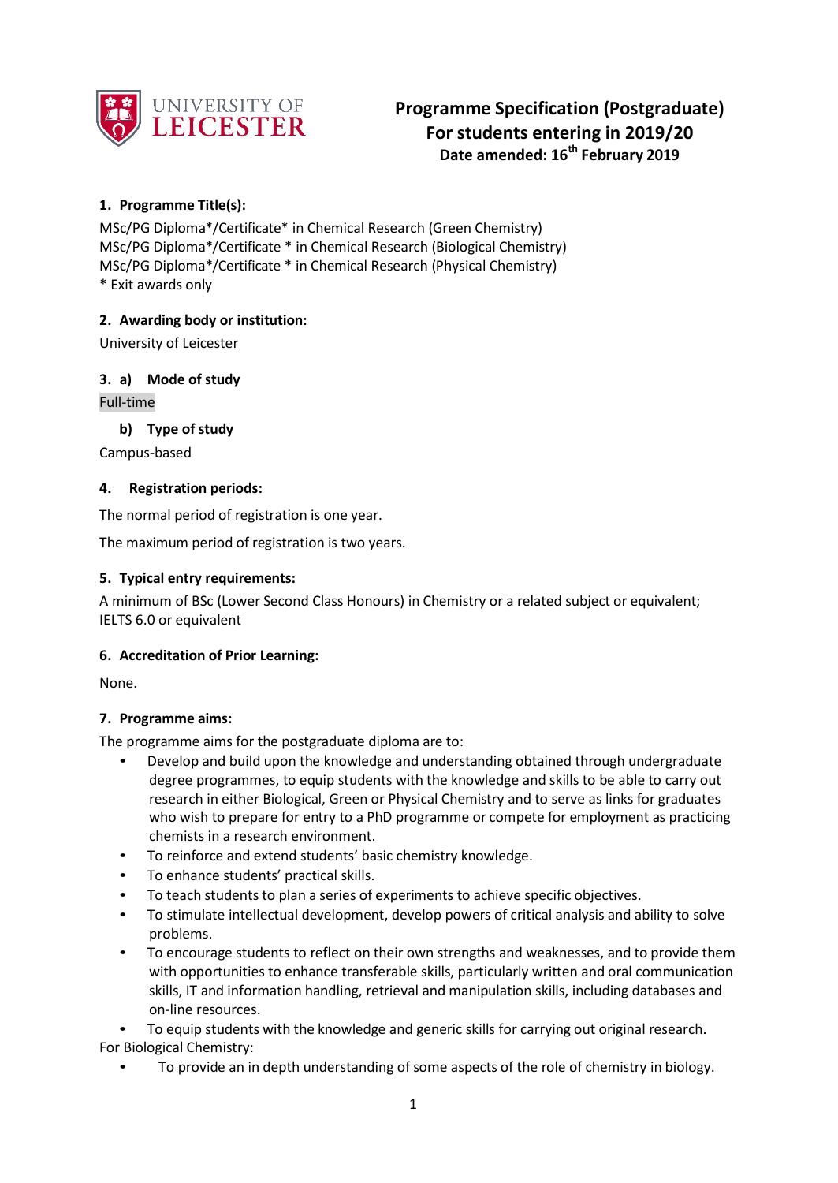UNIVERSITY OF LEICESTER

# Programme Specification (Postgraduate)
## For students entering in 2019/20
**Date amended: 16th February 2019**

### 1. Programme Title(s):

MSc/PG Diploma*/Certificate* in Chemical Research (Green Chemistry)
MSc/PG Diploma*/Certificate * in Chemical Research (Biological Chemistry)
MSc/PG Diploma*/Certificate * in Chemical Research (Physical Chemistry)
* Exit awards only

### 2. Awarding body or institution:

University of Leicester

### 3. a) Mode of study

Full-time

#### b) Type of study

Campus-based

### 4. Registration periods:

The normal period of registration is one year.

The maximum period of registration is two years.

### 5. Typical entry requirements:

A minimum of BSc (Lower Second Class Honours) in Chemistry or a related subject or equivalent; IELTS 6.0 or equivalent

### 6. Accreditation of Prior Learning:

None.

### 7. Programme aims:

The programme aims for the postgraduate diploma are to:

- Develop and build upon the knowledge and understanding obtained through undergraduate degree programmes, to equip students with the knowledge and skills to be able to carry out research in either Biological, Green or Physical Chemistry and to serve as links for graduates who wish to prepare for entry to a PhD programme or compete for employment as practicing chemists in a research environment.
- To reinforce and extend students' basic chemistry knowledge.
- To enhance students' practical skills.
- To teach students to plan a series of experiments to achieve specific objectives.
- To stimulate intellectual development, develop powers of critical analysis and ability to solve problems.
- To encourage students to reflect on their own strengths and weaknesses, and to provide them with opportunities to enhance transferable skills, particularly written and oral communication skills, IT and information handling, retrieval and manipulation skills, including databases and on-line resources.
- To equip students with the knowledge and generic skills for carrying out original research.

For Biological Chemistry:

- To provide an in depth understanding of some aspects of the role of chemistry in biology.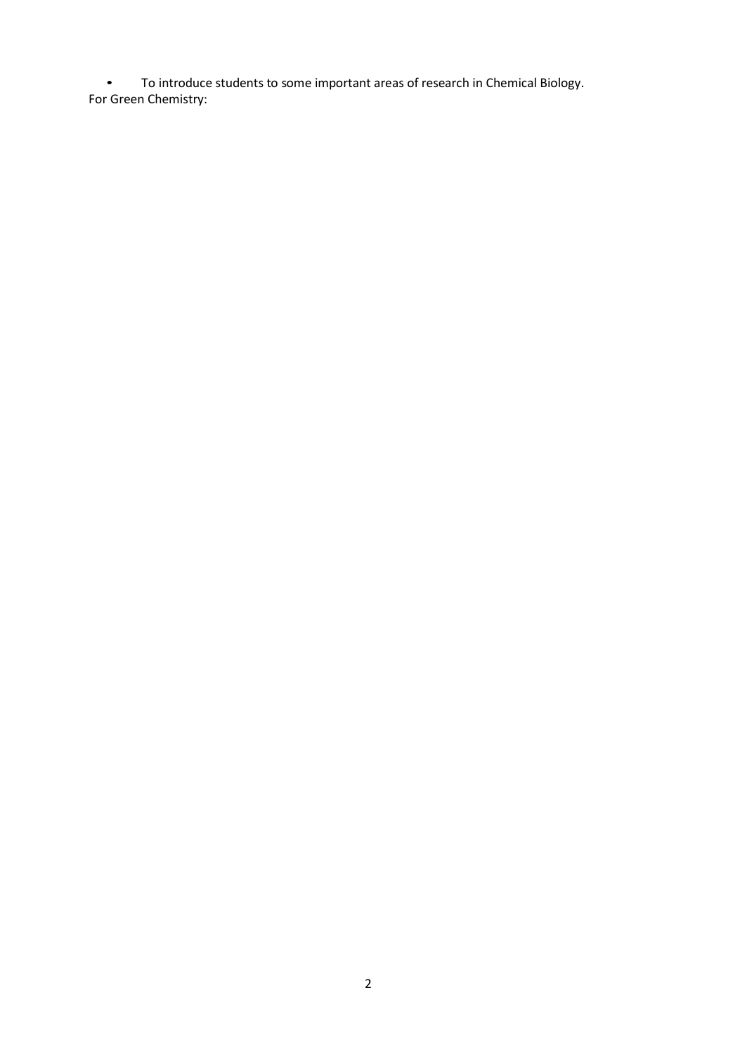- To introduce students to some important areas of research in Chemical Biology.

For Green Chemistry: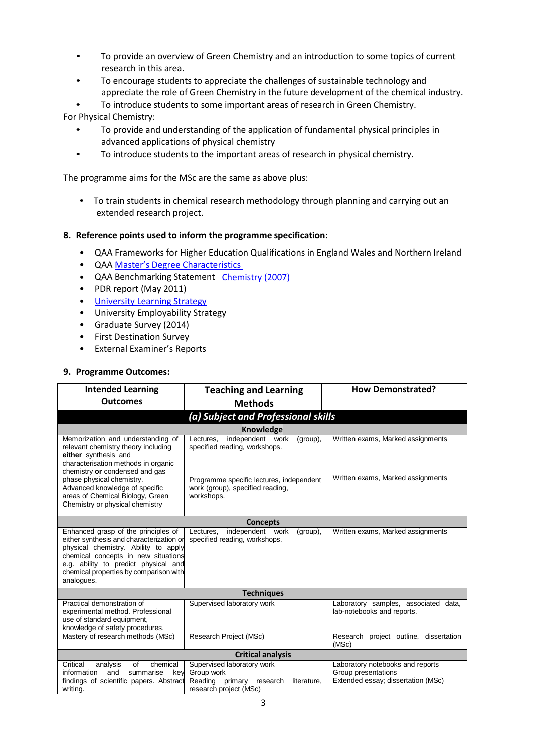- To provide an overview of Green Chemistry and an introduction to some topics of current research in this area.
- To encourage students to appreciate the challenges of sustainable technology and appreciate the role of Green Chemistry in the future development of the chemical industry.
- To introduce students to some important areas of research in Green Chemistry.

For Physical Chemistry:

- To provide and understanding of the application of fundamental physical principles in advanced applications of physical chemistry
- To introduce students to the important areas of research in physical chemistry.

The programme aims for the MSc are the same as above plus:

- To train students in chemical research methodology through planning and carrying out an extended research project.

## 8. Reference points used to inform the programme specification:

- QAA Frameworks for Higher Education Qualifications in England Wales and Northern Ireland
- QAA Master's Degree Characteristics
- QAA Benchmarking Statement Chemistry (2007)
- PDR report (May 2011)
- University Learning Strategy
- University Employability Strategy
- Graduate Survey (2014)
- First Destination Survey
- External Examiner's Reports

## 9. Programme Outcomes:

| Intended Learning Outcomes | Teaching and Learning Methods | How Demonstrated? |
|---|---|---|
| ***(a) Subject and Professional skills*** | | |
| **Knowledge** | | |
| Memorization and understanding of relevant chemistry theory including **either** synthesis and characterisation methods in organic chemistry **or** condensed and gas phase physical chemistry. | Lectures, independent work (group), specified reading, workshops. | Written exams, Marked assignments |
| Advanced knowledge of specific areas of Chemical Biology, Green Chemistry or physical chemistry | Programme specific lectures, independent work (group), specified reading, workshops. | Written exams, Marked assignments |
| **Concepts** | | |
| Enhanced grasp of the principles of either synthesis and characterization or physical chemistry. Ability to apply chemical concepts in new situations e.g. ability to predict physical and chemical properties by comparison with analogues. | Lectures, independent work (group), specified reading, workshops. | Written exams, Marked assignments |
| **Techniques** | | |
| Practical demonstration of experimental method. Professional use of standard equipment, knowledge of safety procedures. | Supervised laboratory work | Laboratory samples, associated data, lab-notebooks and reports. |
| Mastery of research methods (MSc) | Research Project (MSc) | Research project outline, dissertation (MSc) |
| **Critical analysis** | | |
| Critical analysis of chemical information and summarise key findings of scientific papers. Abstract writing. | Supervised laboratory work<br>Group work<br>Reading primary research literature, research project (MSc) | Laboratory notebooks and reports<br>Group presentations<br>Extended essay; dissertation (MSc) |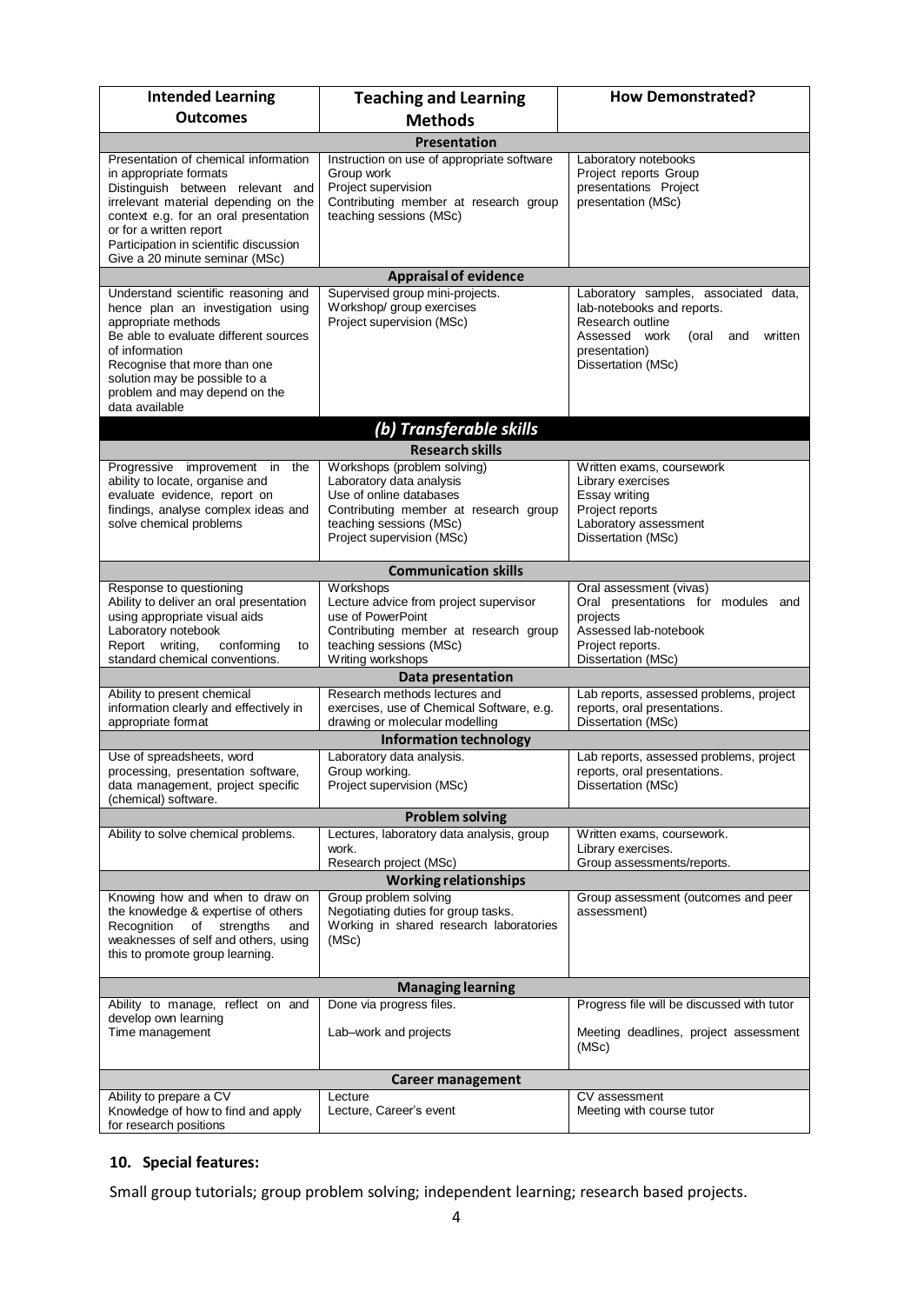| Intended Learning Outcomes | Teaching and Learning Methods | How Demonstrated? |
|---|---|---|
| **Presentation** | | |
| Presentation of chemical information in appropriate formats<br>Distinguish between relevant and irrelevant material depending on the context e.g. for an oral presentation or for a written report<br>Participation in scientific discussion<br>Give a 20 minute seminar (MSc) | Instruction on use of appropriate software<br>Group work<br>Project supervision<br>Contributing member at research group teaching sessions (MSc) | Laboratory notebooks<br>Project reports Group presentations Project presentation (MSc) |
| **Appraisal of evidence** | | |
| Understand scientific reasoning and hence plan an investigation using appropriate methods<br>Be able to evaluate different sources of information<br>Recognise that more than one solution may be possible to a problem and may depend on the data available | Supervised group mini-projects.<br>Workshop/ group exercises<br>Project supervision (MSc) | Laboratory samples, associated data, lab-notebooks and reports.<br>Research outline<br>Assessed work (oral and written presentation)<br>Dissertation (MSc) |
| ***(b) Transferable skills*** | | |
| **Research skills** | | |
| Progressive improvement in the ability to locate, organise and evaluate evidence, report on findings, analyse complex ideas and solve chemical problems | Workshops (problem solving)<br>Laboratory data analysis<br>Use of online databases<br>Contributing member at research group teaching sessions (MSc)<br>Project supervision (MSc) | Written exams, coursework<br>Library exercises<br>Essay writing<br>Project reports<br>Laboratory assessment<br>Dissertation (MSc) |
| **Communication skills** | | |
| Response to questioning<br>Ability to deliver an oral presentation using appropriate visual aids<br>Laboratory notebook<br>Report writing, conforming to standard chemical conventions. | Workshops<br>Lecture advice from project supervisor use of PowerPoint<br>Contributing member at research group teaching sessions (MSc)<br>Writing workshops | Oral assessment (vivas)<br>Oral presentations for modules and projects<br>Assessed lab-notebook<br>Project reports.<br>Dissertation (MSc) |
| **Data presentation** | | |
| Ability to present chemical information clearly and effectively in appropriate format | Research methods lectures and exercises, use of Chemical Software, e.g. drawing or molecular modelling | Lab reports, assessed problems, project reports, oral presentations.<br>Dissertation (MSc) |
| **Information technology** | | |
| Use of spreadsheets, word processing, presentation software, data management, project specific (chemical) software. | Laboratory data analysis.<br>Group working.<br>Project supervision (MSc) | Lab reports, assessed problems, project reports, oral presentations.<br>Dissertation (MSc) |
| **Problem solving** | | |
| Ability to solve chemical problems. | Lectures, laboratory data analysis, group work.<br>Research project (MSc) | Written exams, coursework.<br>Library exercises.<br>Group assessments/reports. |
| **Working relationships** | | |
| Knowing how and when to draw on the knowledge & expertise of others<br>Recognition of strengths and weaknesses of self and others, using this to promote group learning. | Group problem solving<br>Negotiating duties for group tasks.<br>Working in shared research laboratories (MSc) | Group assessment (outcomes and peer assessment) |
| **Managing learning** | | |
| Ability to manage, reflect on and develop own learning<br>Time management | Done via progress files.<br><br>Lab–work and projects | Progress file will be discussed with tutor<br><br>Meeting deadlines, project assessment (MSc) |
| **Career management** | | |
| Ability to prepare a CV<br>Knowledge of how to find and apply for research positions | Lecture<br>Lecture, Career's event | CV assessment<br>Meeting with course tutor |

## 10. Special features:

Small group tutorials; group problem solving; independent learning; research based projects.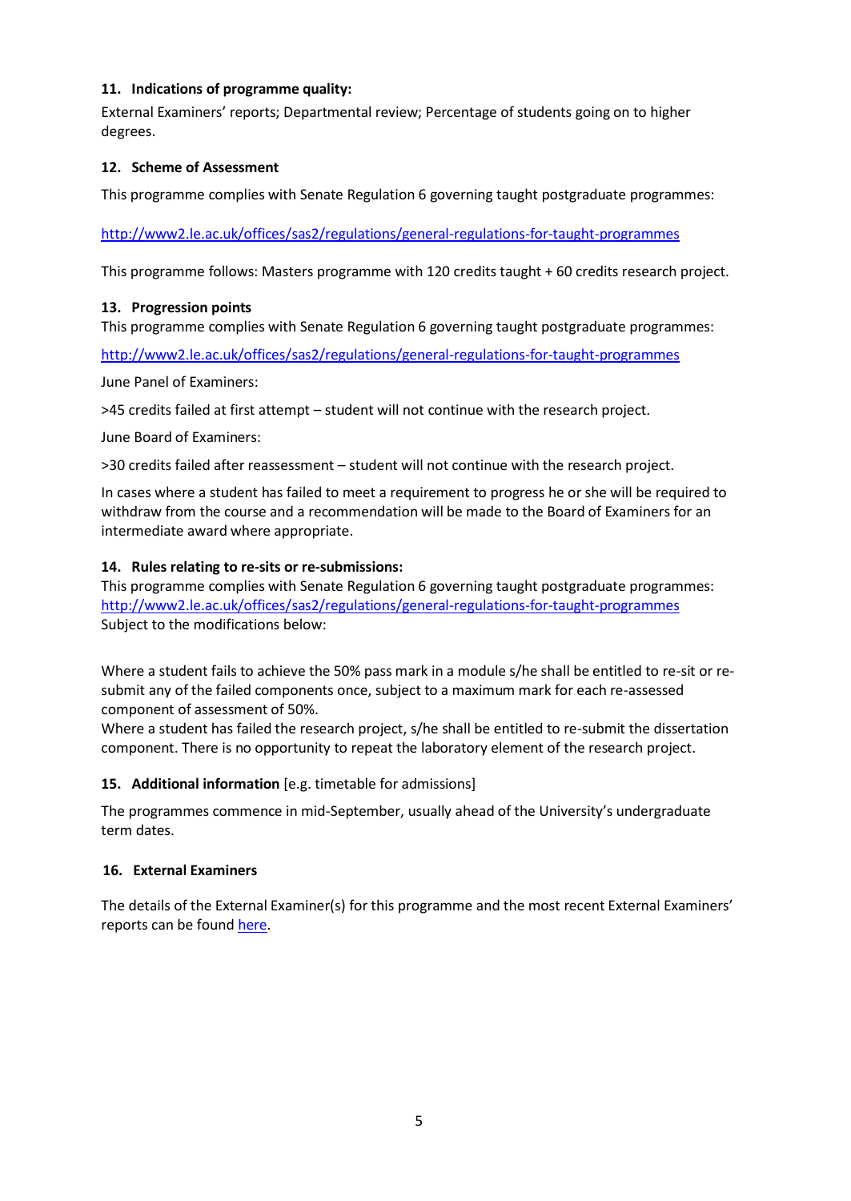### 11. Indications of programme quality:

External Examiners' reports; Departmental review; Percentage of students going on to higher degrees.

### 12. Scheme of Assessment

This programme complies with Senate Regulation 6 governing taught postgraduate programmes:

http://www2.le.ac.uk/offices/sas2/regulations/general-regulations-for-taught-programmes

This programme follows: Masters programme with 120 credits taught + 60 credits research project.

### 13. Progression points

This programme complies with Senate Regulation 6 governing taught postgraduate programmes:

http://www2.le.ac.uk/offices/sas2/regulations/general-regulations-for-taught-programmes

June Panel of Examiners:

>45 credits failed at first attempt – student will not continue with the research project.

June Board of Examiners:

>30 credits failed after reassessment – student will not continue with the research project.

In cases where a student has failed to meet a requirement to progress he or she will be required to withdraw from the course and a recommendation will be made to the Board of Examiners for an intermediate award where appropriate.

### 14. Rules relating to re-sits or re-submissions:

This programme complies with Senate Regulation 6 governing taught postgraduate programmes:
http://www2.le.ac.uk/offices/sas2/regulations/general-regulations-for-taught-programmes
Subject to the modifications below:

Where a student fails to achieve the 50% pass mark in a module s/he shall be entitled to re-sit or re-submit any of the failed components once, subject to a maximum mark for each re-assessed component of assessment of 50%.
Where a student has failed the research project, s/he shall be entitled to re-submit the dissertation component. There is no opportunity to repeat the laboratory element of the research project.

### 15. Additional information [e.g. timetable for admissions]

The programmes commence in mid-September, usually ahead of the University's undergraduate term dates.

### 16. External Examiners

The details of the External Examiner(s) for this programme and the most recent External Examiners' reports can be found here.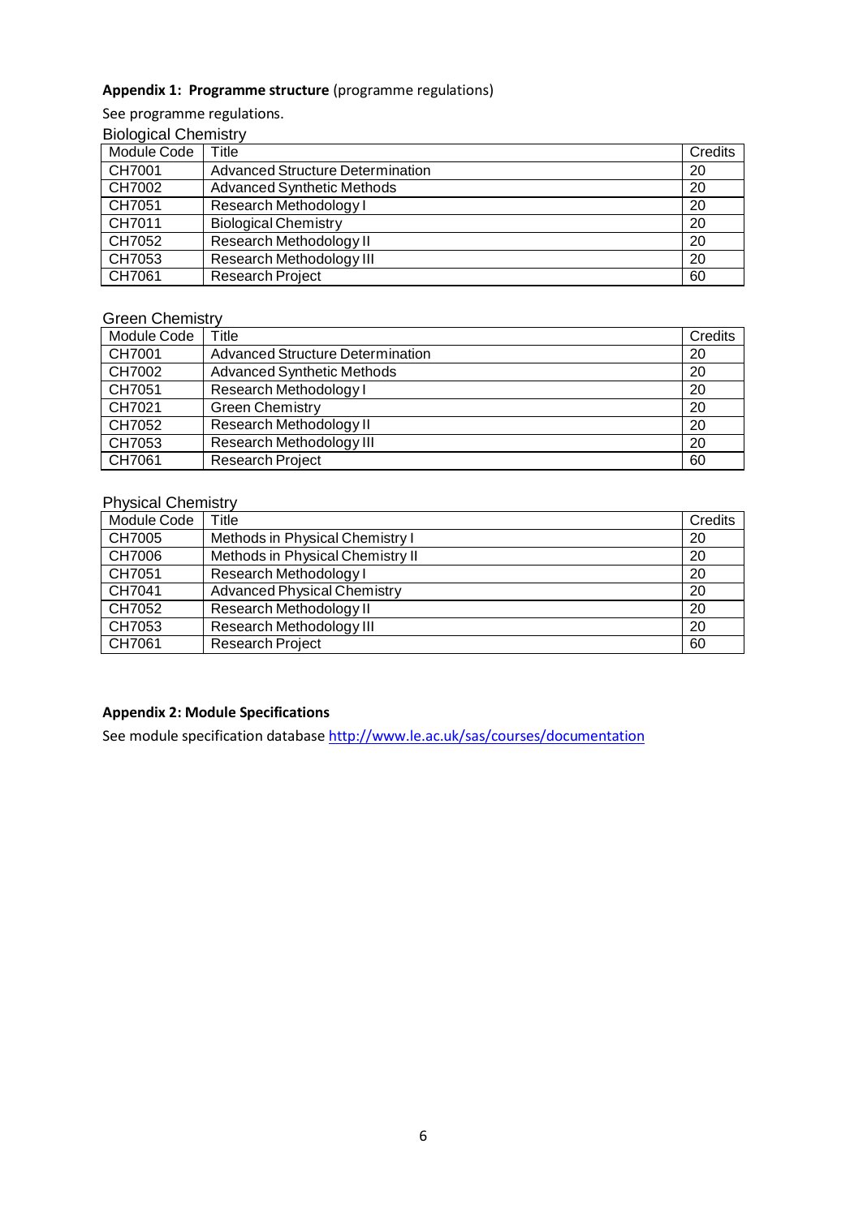**Appendix 1: Programme structure** (programme regulations)

See programme regulations.

Biological Chemistry

| Module Code | Title | Credits |
|---|---|---|
| CH7001 | Advanced Structure Determination | 20 |
| CH7002 | Advanced Synthetic Methods | 20 |
| CH7051 | Research Methodology I | 20 |
| CH7011 | Biological Chemistry | 20 |
| CH7052 | Research Methodology II | 20 |
| CH7053 | Research Methodology III | 20 |
| CH7061 | Research Project | 60 |

Green Chemistry

| Module Code | Title | Credits |
|---|---|---|
| CH7001 | Advanced Structure Determination | 20 |
| CH7002 | Advanced Synthetic Methods | 20 |
| CH7051 | Research Methodology I | 20 |
| CH7021 | Green Chemistry | 20 |
| CH7052 | Research Methodology II | 20 |
| CH7053 | Research Methodology III | 20 |
| CH7061 | Research Project | 60 |

Physical Chemistry

| Module Code | Title | Credits |
|---|---|---|
| CH7005 | Methods in Physical Chemistry I | 20 |
| CH7006 | Methods in Physical Chemistry II | 20 |
| CH7051 | Research Methodology I | 20 |
| CH7041 | Advanced Physical Chemistry | 20 |
| CH7052 | Research Methodology II | 20 |
| CH7053 | Research Methodology III | 20 |
| CH7061 | Research Project | 60 |

**Appendix 2: Module Specifications**

See module specification database http://www.le.ac.uk/sas/courses/documentation